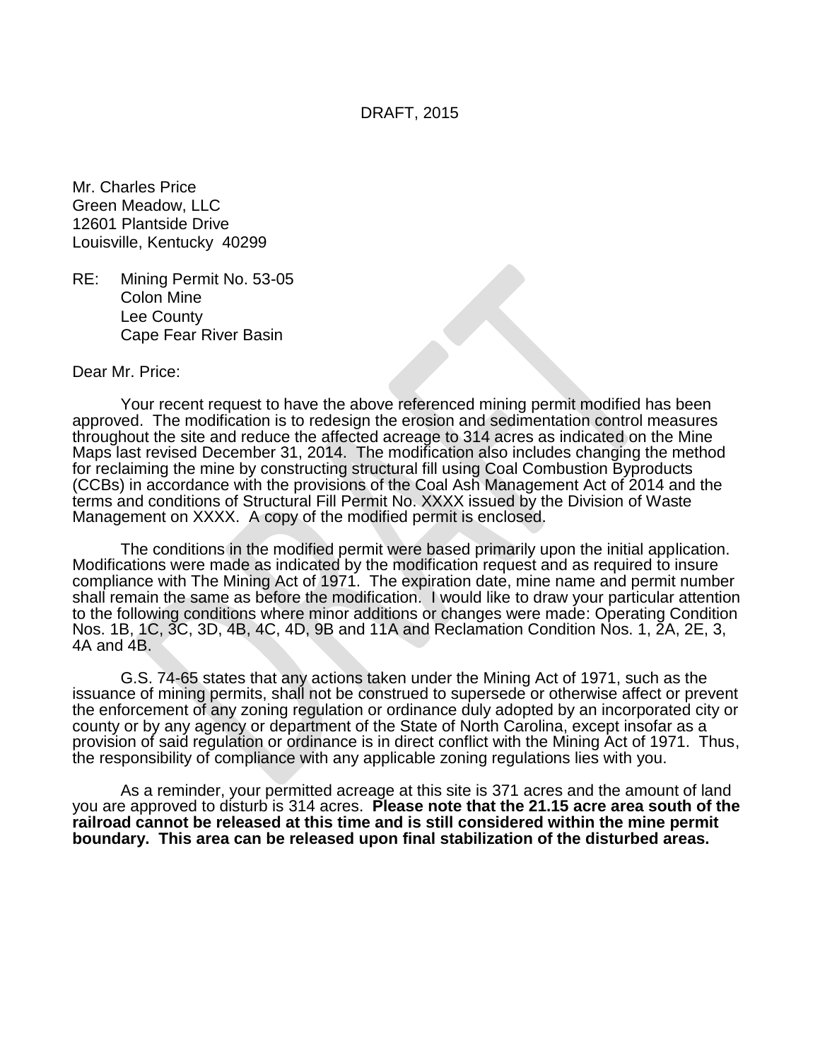DRAFT, 2015

Mr. Charles Price
Green Meadow, LLC
12601 Plantside Drive
Louisville, Kentucky 40299

RE: Mining Permit No. 53-05
Colon Mine
Lee County
Cape Fear River Basin

Dear Mr. Price:

Your recent request to have the above referenced mining permit modified has been approved. The modification is to redesign the erosion and sedimentation control measures throughout the site and reduce the affected acreage to 314 acres as indicated on the Mine Maps last revised December 31, 2014. The modification also includes changing the method for reclaiming the mine by constructing structural fill using Coal Combustion Byproducts (CCBs) in accordance with the provisions of the Coal Ash Management Act of 2014 and the terms and conditions of Structural Fill Permit No. XXXX issued by the Division of Waste Management on XXXX. A copy of the modified permit is enclosed.

The conditions in the modified permit were based primarily upon the initial application. Modifications were made as indicated by the modification request and as required to insure compliance with The Mining Act of 1971. The expiration date, mine name and permit number shall remain the same as before the modification. I would like to draw your particular attention to the following conditions where minor additions or changes were made: Operating Condition Nos. 1B, 1C, 3C, 3D, 4B, 4C, 4D, 9B and 11A and Reclamation Condition Nos. 1, 2A, 2E, 3, 4A and 4B.

G.S. 74-65 states that any actions taken under the Mining Act of 1971, such as the issuance of mining permits, shall not be construed to supersede or otherwise affect or prevent the enforcement of any zoning regulation or ordinance duly adopted by an incorporated city or county or by any agency or department of the State of North Carolina, except insofar as a provision of said regulation or ordinance is in direct conflict with the Mining Act of 1971. Thus, the responsibility of compliance with any applicable zoning regulations lies with you.

As a reminder, your permitted acreage at this site is 371 acres and the amount of land you are approved to disturb is 314 acres. **Please note that the 21.15 acre area south of the railroad cannot be released at this time and is still considered within the mine permit boundary. This area can be released upon final stabilization of the disturbed areas.**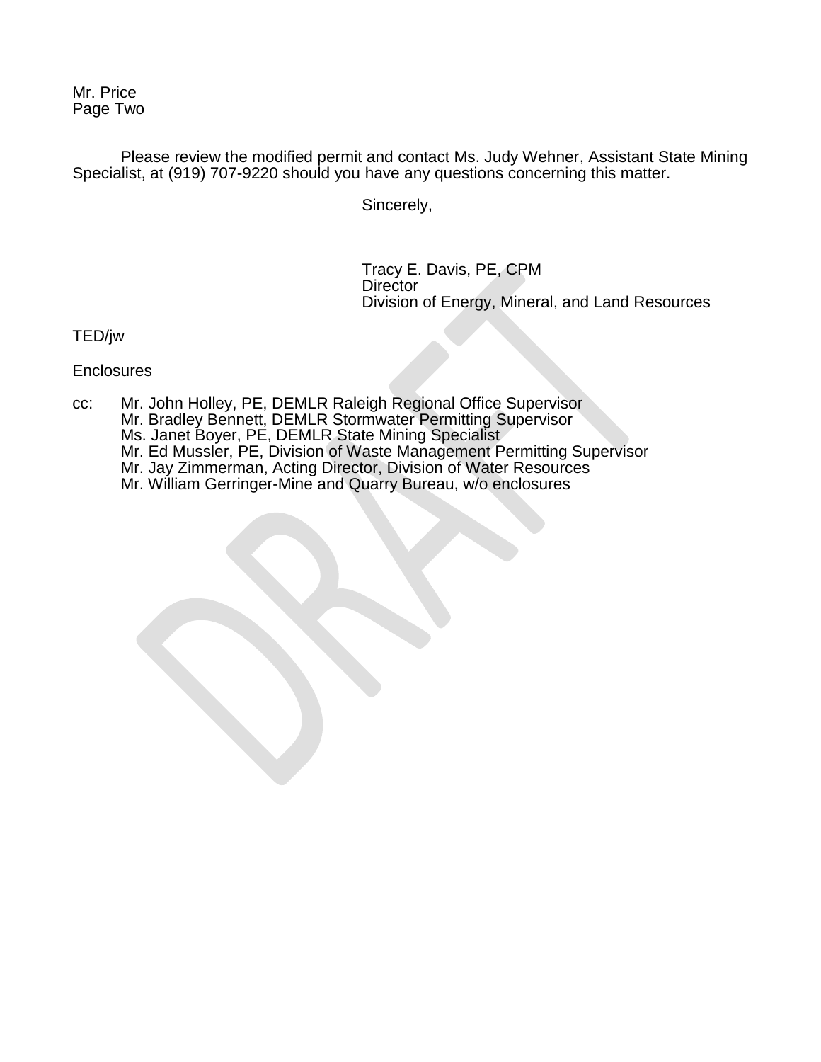Mr. Price
Page Two

Please review the modified permit and contact Ms. Judy Wehner, Assistant State Mining Specialist, at (919) 707-9220 should you have any questions concerning this matter.

Sincerely,

Tracy E. Davis, PE, CPM
Director
Division of Energy, Mineral, and Land Resources

TED/jw

Enclosures

cc: Mr. John Holley, PE, DEMLR Raleigh Regional Office Supervisor
Mr. Bradley Bennett, DEMLR Stormwater Permitting Supervisor
Ms. Janet Boyer, PE, DEMLR State Mining Specialist
Mr. Ed Mussler, PE, Division of Waste Management Permitting Supervisor
Mr. Jay Zimmerman, Acting Director, Division of Water Resources
Mr. William Gerringer-Mine and Quarry Bureau, w/o enclosures

DRAFT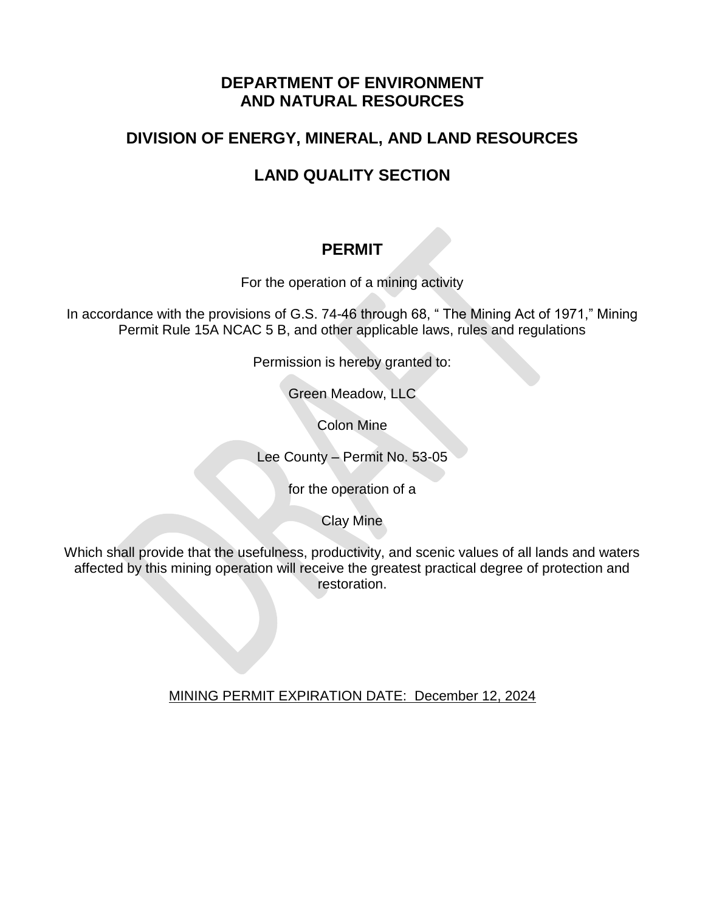# DEPARTMENT OF ENVIRONMENT AND NATURAL RESOURCES

## DIVISION OF ENERGY, MINERAL, AND LAND RESOURCES

## LAND QUALITY SECTION

## PERMIT

For the operation of a mining activity

In accordance with the provisions of G.S. 74-46 through 68, " The Mining Act of 1971," Mining Permit Rule 15A NCAC 5 B, and other applicable laws, rules and regulations

Permission is hereby granted to:

Green Meadow, LLC

Colon Mine

Lee County – Permit No. 53-05

for the operation of a

Clay Mine

Which shall provide that the usefulness, productivity, and scenic values of all lands and waters affected by this mining operation will receive the greatest practical degree of protection and restoration.

MINING PERMIT EXPIRATION DATE: December 12, 2024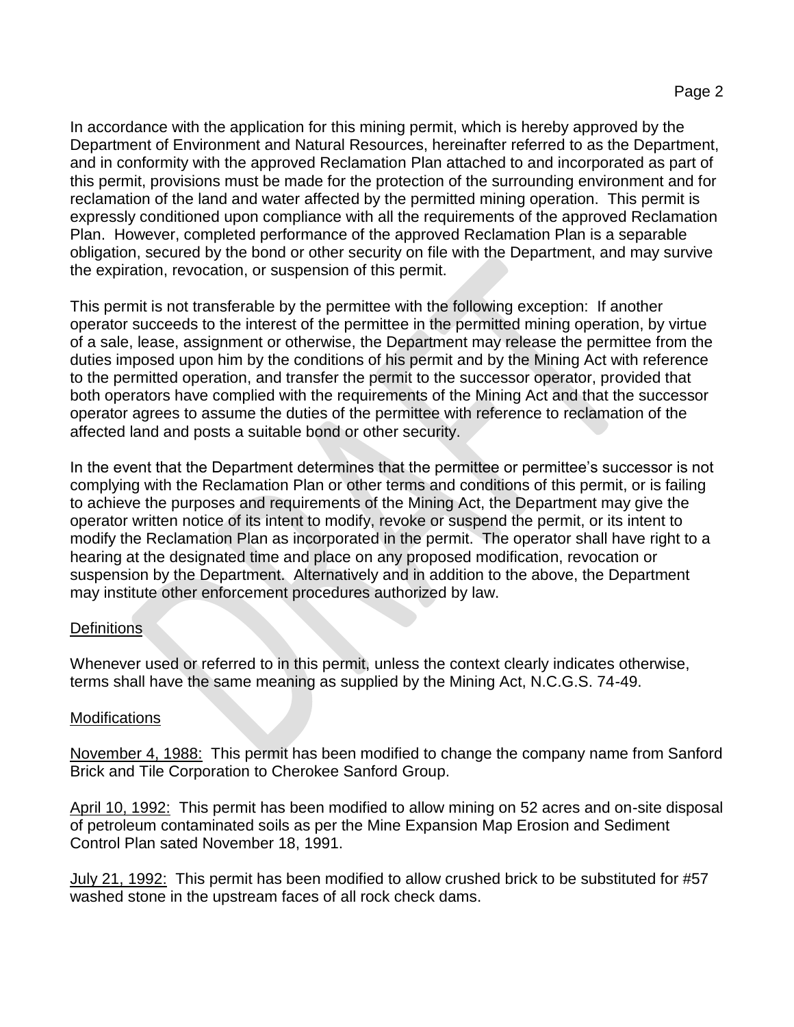In accordance with the application for this mining permit, which is hereby approved by the Department of Environment and Natural Resources, hereinafter referred to as the Department, and in conformity with the approved Reclamation Plan attached to and incorporated as part of this permit, provisions must be made for the protection of the surrounding environment and for reclamation of the land and water affected by the permitted mining operation. This permit is expressly conditioned upon compliance with all the requirements of the approved Reclamation Plan. However, completed performance of the approved Reclamation Plan is a separable obligation, secured by the bond or other security on file with the Department, and may survive the expiration, revocation, or suspension of this permit.

This permit is not transferable by the permittee with the following exception: If another operator succeeds to the interest of the permittee in the permitted mining operation, by virtue of a sale, lease, assignment or otherwise, the Department may release the permittee from the duties imposed upon him by the conditions of his permit and by the Mining Act with reference to the permitted operation, and transfer the permit to the successor operator, provided that both operators have complied with the requirements of the Mining Act and that the successor operator agrees to assume the duties of the permittee with reference to reclamation of the affected land and posts a suitable bond or other security.

In the event that the Department determines that the permittee or permittee's successor is not complying with the Reclamation Plan or other terms and conditions of this permit, or is failing to achieve the purposes and requirements of the Mining Act, the Department may give the operator written notice of its intent to modify, revoke or suspend the permit, or its intent to modify the Reclamation Plan as incorporated in the permit. The operator shall have right to a hearing at the designated time and place on any proposed modification, revocation or suspension by the Department. Alternatively and in addition to the above, the Department may institute other enforcement procedures authorized by law.

Definitions

Whenever used or referred to in this permit, unless the context clearly indicates otherwise, terms shall have the same meaning as supplied by the Mining Act, N.C.G.S. 74-49.

Modifications

November 4, 1988: This permit has been modified to change the company name from Sanford Brick and Tile Corporation to Cherokee Sanford Group.

April 10, 1992: This permit has been modified to allow mining on 52 acres and on-site disposal of petroleum contaminated soils as per the Mine Expansion Map Erosion and Sediment Control Plan sated November 18, 1991.

July 21, 1992: This permit has been modified to allow crushed brick to be substituted for #57 washed stone in the upstream faces of all rock check dams.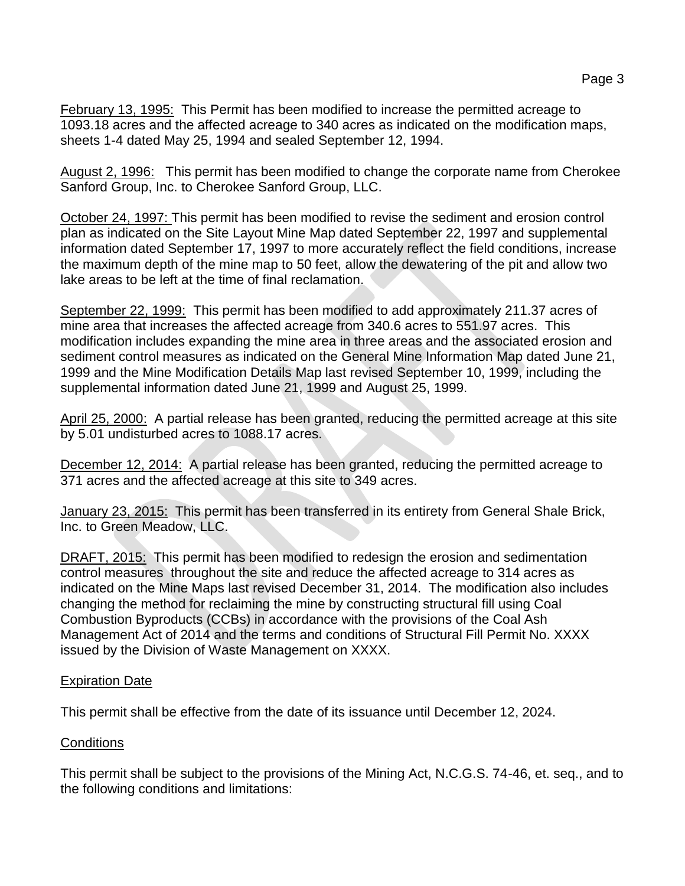February 13, 1995: This Permit has been modified to increase the permitted acreage to 1093.18 acres and the affected acreage to 340 acres as indicated on the modification maps, sheets 1-4 dated May 25, 1994 and sealed September 12, 1994.

August 2, 1996: This permit has been modified to change the corporate name from Cherokee Sanford Group, Inc. to Cherokee Sanford Group, LLC.

October 24, 1997: This permit has been modified to revise the sediment and erosion control plan as indicated on the Site Layout Mine Map dated September 22, 1997 and supplemental information dated September 17, 1997 to more accurately reflect the field conditions, increase the maximum depth of the mine map to 50 feet, allow the dewatering of the pit and allow two lake areas to be left at the time of final reclamation.

September 22, 1999: This permit has been modified to add approximately 211.37 acres of mine area that increases the affected acreage from 340.6 acres to 551.97 acres. This modification includes expanding the mine area in three areas and the associated erosion and sediment control measures as indicated on the General Mine Information Map dated June 21, 1999 and the Mine Modification Details Map last revised September 10, 1999, including the supplemental information dated June 21, 1999 and August 25, 1999.

April 25, 2000: A partial release has been granted, reducing the permitted acreage at this site by 5.01 undisturbed acres to 1088.17 acres.

December 12, 2014: A partial release has been granted, reducing the permitted acreage to 371 acres and the affected acreage at this site to 349 acres.

January 23, 2015: This permit has been transferred in its entirety from General Shale Brick, Inc. to Green Meadow, LLC.

DRAFT, 2015: This permit has been modified to redesign the erosion and sedimentation control measures throughout the site and reduce the affected acreage to 314 acres as indicated on the Mine Maps last revised December 31, 2014. The modification also includes changing the method for reclaiming the mine by constructing structural fill using Coal Combustion Byproducts (CCBs) in accordance with the provisions of the Coal Ash Management Act of 2014 and the terms and conditions of Structural Fill Permit No. XXXX issued by the Division of Waste Management on XXXX.

## Expiration Date

This permit shall be effective from the date of its issuance until December 12, 2024.

## Conditions

This permit shall be subject to the provisions of the Mining Act, N.C.G.S. 74-46, et. seq., and to the following conditions and limitations: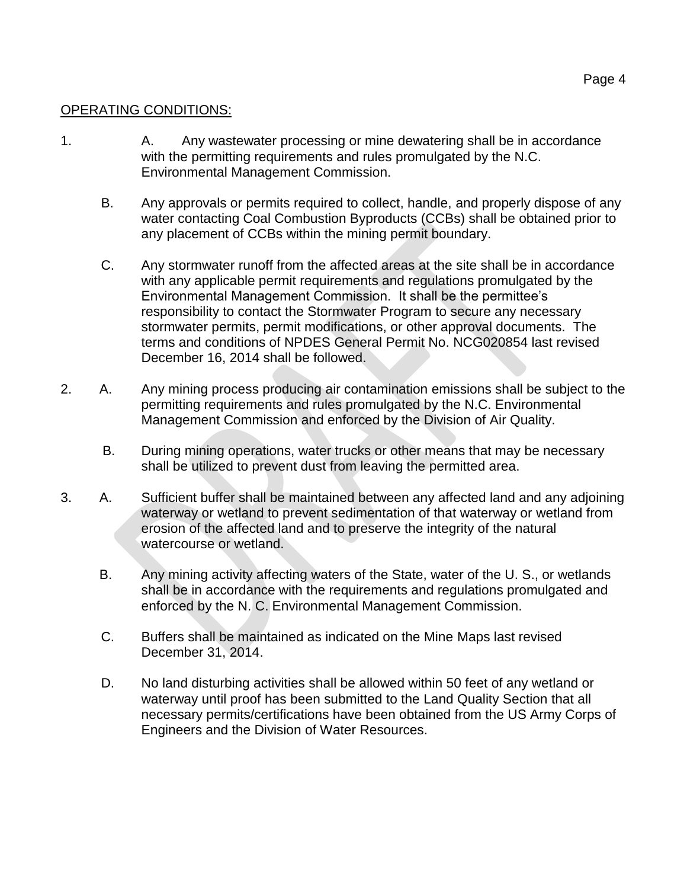OPERATING CONDITIONS:

1. A. Any wastewater processing or mine dewatering shall be in accordance with the permitting requirements and rules promulgated by the N.C. Environmental Management Commission.

   B. Any approvals or permits required to collect, handle, and properly dispose of any water contacting Coal Combustion Byproducts (CCBs) shall be obtained prior to any placement of CCBs within the mining permit boundary.

   C. Any stormwater runoff from the affected areas at the site shall be in accordance with any applicable permit requirements and regulations promulgated by the Environmental Management Commission. It shall be the permittee's responsibility to contact the Stormwater Program to secure any necessary stormwater permits, permit modifications, or other approval documents. The terms and conditions of NPDES General Permit No. NCG020854 last revised December 16, 2014 shall be followed.

2. A. Any mining process producing air contamination emissions shall be subject to the permitting requirements and rules promulgated by the N.C. Environmental Management Commission and enforced by the Division of Air Quality.

   B. During mining operations, water trucks or other means that may be necessary shall be utilized to prevent dust from leaving the permitted area.

3. A. Sufficient buffer shall be maintained between any affected land and any adjoining waterway or wetland to prevent sedimentation of that waterway or wetland from erosion of the affected land and to preserve the integrity of the natural watercourse or wetland.

   B. Any mining activity affecting waters of the State, water of the U. S., or wetlands shall be in accordance with the requirements and regulations promulgated and enforced by the N. C. Environmental Management Commission.

   C. Buffers shall be maintained as indicated on the Mine Maps last revised December 31, 2014.

   D. No land disturbing activities shall be allowed within 50 feet of any wetland or waterway until proof has been submitted to the Land Quality Section that all necessary permits/certifications have been obtained from the US Army Corps of Engineers and the Division of Water Resources.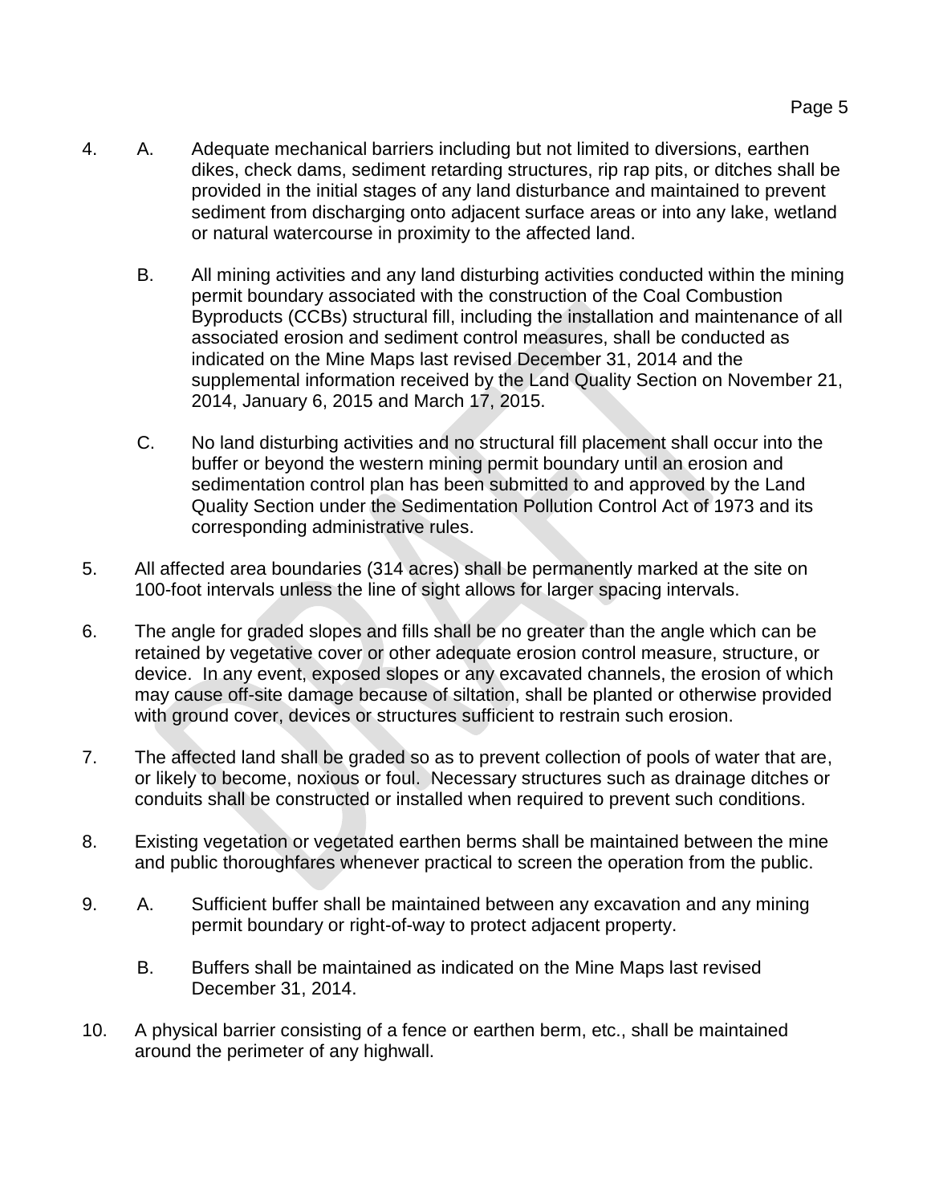4. A. Adequate mechanical barriers including but not limited to diversions, earthen dikes, check dams, sediment retarding structures, rip rap pits, or ditches shall be provided in the initial stages of any land disturbance and maintained to prevent sediment from discharging onto adjacent surface areas or into any lake, wetland or natural watercourse in proximity to the affected land.

   B. All mining activities and any land disturbing activities conducted within the mining permit boundary associated with the construction of the Coal Combustion Byproducts (CCBs) structural fill, including the installation and maintenance of all associated erosion and sediment control measures, shall be conducted as indicated on the Mine Maps last revised December 31, 2014 and the supplemental information received by the Land Quality Section on November 21, 2014, January 6, 2015 and March 17, 2015.

   C. No land disturbing activities and no structural fill placement shall occur into the buffer or beyond the western mining permit boundary until an erosion and sedimentation control plan has been submitted to and approved by the Land Quality Section under the Sedimentation Pollution Control Act of 1973 and its corresponding administrative rules.

5. All affected area boundaries (314 acres) shall be permanently marked at the site on 100-foot intervals unless the line of sight allows for larger spacing intervals.

6. The angle for graded slopes and fills shall be no greater than the angle which can be retained by vegetative cover or other adequate erosion control measure, structure, or device. In any event, exposed slopes or any excavated channels, the erosion of which may cause off-site damage because of siltation, shall be planted or otherwise provided with ground cover, devices or structures sufficient to restrain such erosion.

7. The affected land shall be graded so as to prevent collection of pools of water that are, or likely to become, noxious or foul. Necessary structures such as drainage ditches or conduits shall be constructed or installed when required to prevent such conditions.

8. Existing vegetation or vegetated earthen berms shall be maintained between the mine and public thoroughfares whenever practical to screen the operation from the public.

9. A. Sufficient buffer shall be maintained between any excavation and any mining permit boundary or right-of-way to protect adjacent property.

   B. Buffers shall be maintained as indicated on the Mine Maps last revised December 31, 2014.

10. A physical barrier consisting of a fence or earthen berm, etc., shall be maintained around the perimeter of any highwall.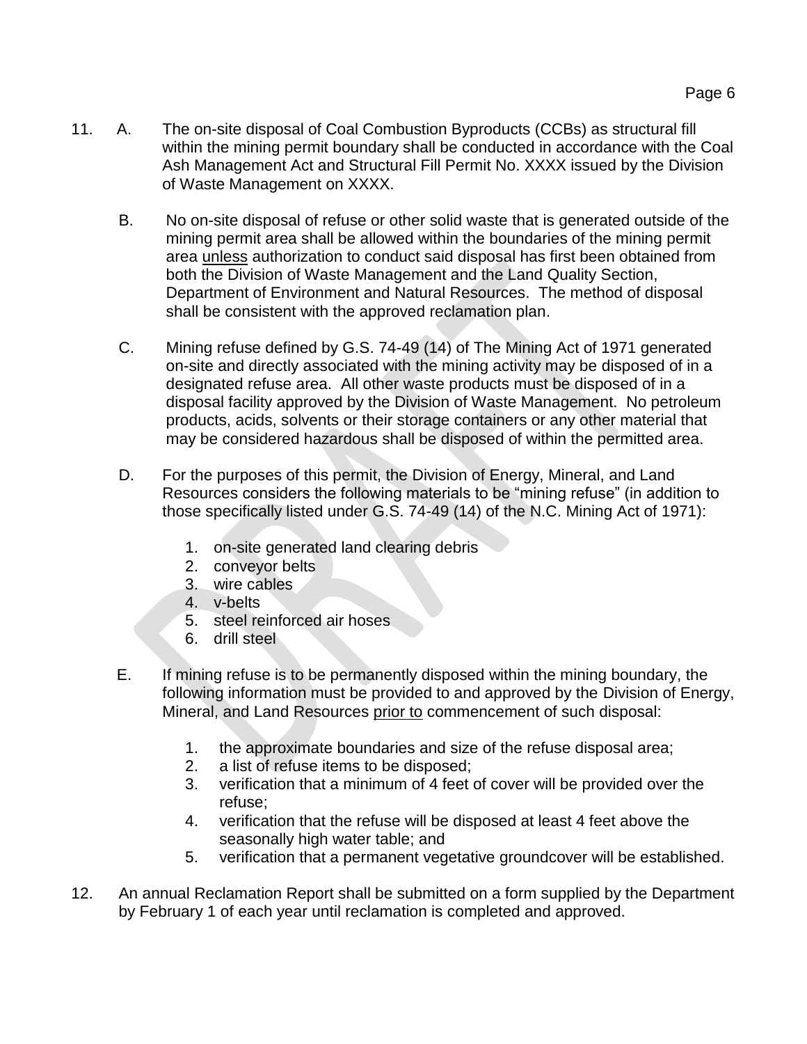11. A. The on-site disposal of Coal Combustion Byproducts (CCBs) as structural fill within the mining permit boundary shall be conducted in accordance with the Coal Ash Management Act and Structural Fill Permit No. XXXX issued by the Division of Waste Management on XXXX.

    B. No on-site disposal of refuse or other solid waste that is generated outside of the mining permit area shall be allowed within the boundaries of the mining permit area <u>unless</u> authorization to conduct said disposal has first been obtained from both the Division of Waste Management and the Land Quality Section, Department of Environment and Natural Resources. The method of disposal shall be consistent with the approved reclamation plan.

    C. Mining refuse defined by G.S. 74-49 (14) of The Mining Act of 1971 generated on-site and directly associated with the mining activity may be disposed of in a designated refuse area. All other waste products must be disposed of in a disposal facility approved by the Division of Waste Management. No petroleum products, acids, solvents or their storage containers or any other material that may be considered hazardous shall be disposed of within the permitted area.

    D. For the purposes of this permit, the Division of Energy, Mineral, and Land Resources considers the following materials to be "mining refuse" (in addition to those specifically listed under G.S. 74-49 (14) of the N.C. Mining Act of 1971):

        1. on-site generated land clearing debris
        2. conveyor belts
        3. wire cables
        4. v-belts
        5. steel reinforced air hoses
        6. drill steel

    E. If mining refuse is to be permanently disposed within the mining boundary, the following information must be provided to and approved by the Division of Energy, Mineral, and Land Resources <u>prior to</u> commencement of such disposal:

        1. the approximate boundaries and size of the refuse disposal area;
        2. a list of refuse items to be disposed;
        3. verification that a minimum of 4 feet of cover will be provided over the refuse;
        4. verification that the refuse will be disposed at least 4 feet above the seasonally high water table; and
        5. verification that a permanent vegetative groundcover will be established.

12. An annual Reclamation Report shall be submitted on a form supplied by the Department by February 1 of each year until reclamation is completed and approved.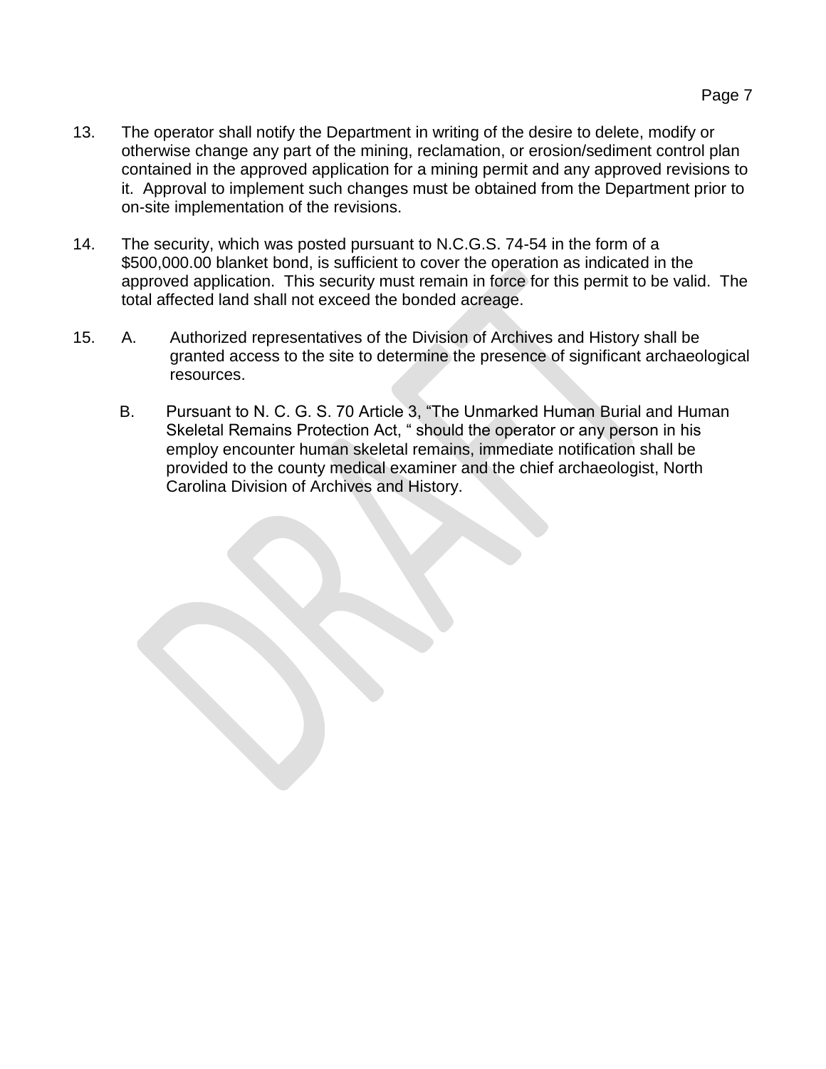13. The operator shall notify the Department in writing of the desire to delete, modify or otherwise change any part of the mining, reclamation, or erosion/sediment control plan contained in the approved application for a mining permit and any approved revisions to it. Approval to implement such changes must be obtained from the Department prior to on-site implementation of the revisions.

14. The security, which was posted pursuant to N.C.G.S. 74-54 in the form of a $500,000.00 blanket bond, is sufficient to cover the operation as indicated in the approved application. This security must remain in force for this permit to be valid. The total affected land shall not exceed the bonded acreage.

15. A. Authorized representatives of the Division of Archives and History shall be granted access to the site to determine the presence of significant archaeological resources.

    B. Pursuant to N. C. G. S. 70 Article 3, "The Unmarked Human Burial and Human Skeletal Remains Protection Act, " should the operator or any person in his employ encounter human skeletal remains, immediate notification shall be provided to the county medical examiner and the chief archaeologist, North Carolina Division of Archives and History.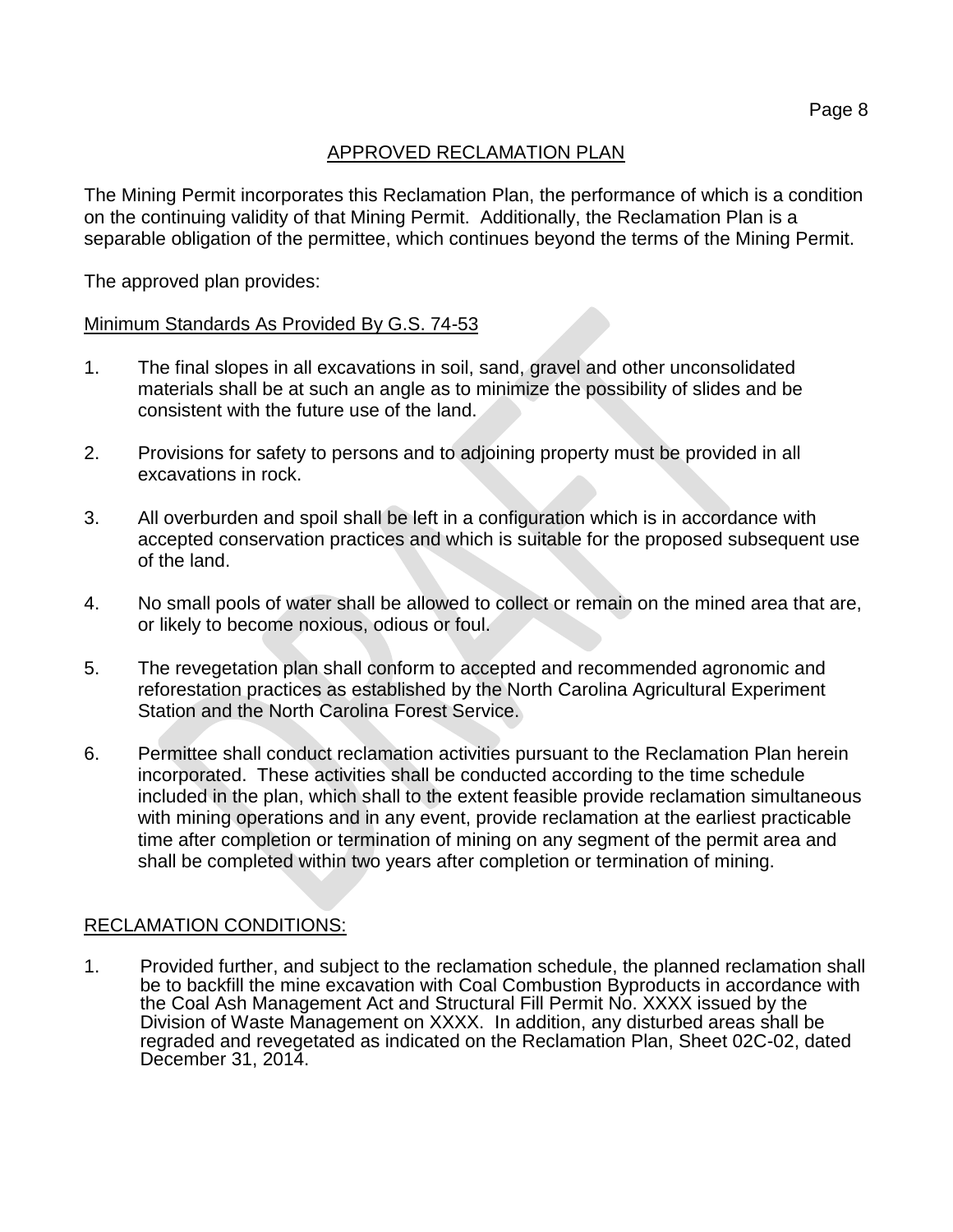## APPROVED RECLAMATION PLAN

The Mining Permit incorporates this Reclamation Plan, the performance of which is a condition on the continuing validity of that Mining Permit. Additionally, the Reclamation Plan is a separable obligation of the permittee, which continues beyond the terms of the Mining Permit.

The approved plan provides:

### Minimum Standards As Provided By G.S. 74-53

1. The final slopes in all excavations in soil, sand, gravel and other unconsolidated materials shall be at such an angle as to minimize the possibility of slides and be consistent with the future use of the land.

2. Provisions for safety to persons and to adjoining property must be provided in all excavations in rock.

3. All overburden and spoil shall be left in a configuration which is in accordance with accepted conservation practices and which is suitable for the proposed subsequent use of the land.

4. No small pools of water shall be allowed to collect or remain on the mined area that are, or likely to become noxious, odious or foul.

5. The revegetation plan shall conform to accepted and recommended agronomic and reforestation practices as established by the North Carolina Agricultural Experiment Station and the North Carolina Forest Service.

6. Permittee shall conduct reclamation activities pursuant to the Reclamation Plan herein incorporated. These activities shall be conducted according to the time schedule included in the plan, which shall to the extent feasible provide reclamation simultaneous with mining operations and in any event, provide reclamation at the earliest practicable time after completion or termination of mining on any segment of the permit area and shall be completed within two years after completion or termination of mining.

### RECLAMATION CONDITIONS:

1. Provided further, and subject to the reclamation schedule, the planned reclamation shall be to backfill the mine excavation with Coal Combustion Byproducts in accordance with the Coal Ash Management Act and Structural Fill Permit No. XXXX issued by the Division of Waste Management on XXXX. In addition, any disturbed areas shall be regraded and revegetated as indicated on the Reclamation Plan, Sheet 02C-02, dated December 31, 2014.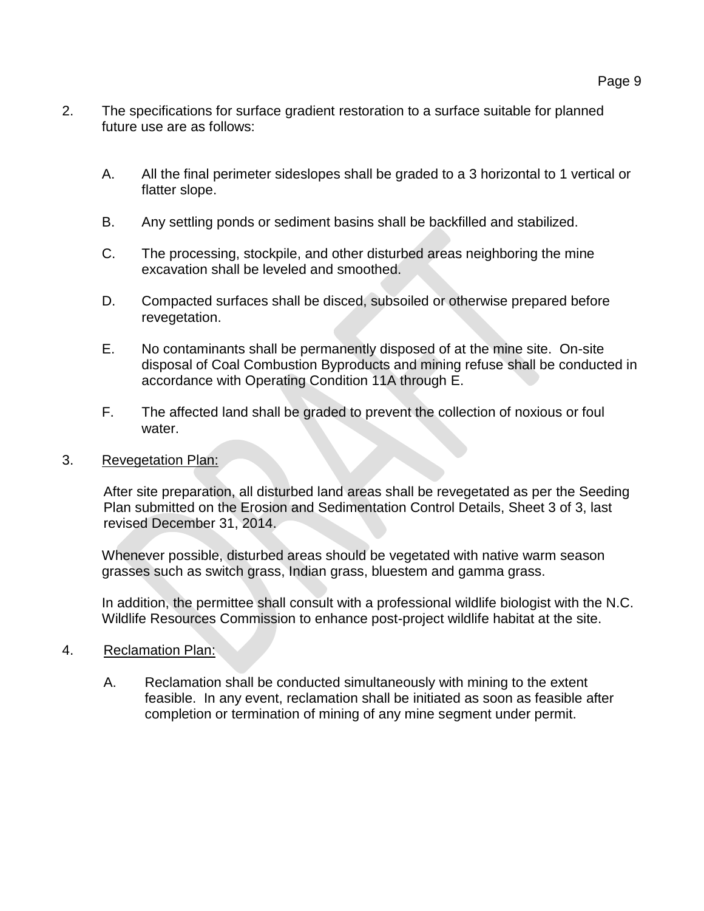2. The specifications for surface gradient restoration to a surface suitable for planned future use are as follows:

   A. All the final perimeter sideslopes shall be graded to a 3 horizontal to 1 vertical or flatter slope.

   B. Any settling ponds or sediment basins shall be backfilled and stabilized.

   C. The processing, stockpile, and other disturbed areas neighboring the mine excavation shall be leveled and smoothed.

   D. Compacted surfaces shall be disced, subsoiled or otherwise prepared before revegetation.

   E. No contaminants shall be permanently disposed of at the mine site. On-site disposal of Coal Combustion Byproducts and mining refuse shall be conducted in accordance with Operating Condition 11A through E.

   F. The affected land shall be graded to prevent the collection of noxious or foul water.

3. Revegetation Plan:

   After site preparation, all disturbed land areas shall be revegetated as per the Seeding Plan submitted on the Erosion and Sedimentation Control Details, Sheet 3 of 3, last revised December 31, 2014.

   Whenever possible, disturbed areas should be vegetated with native warm season grasses such as switch grass, Indian grass, bluestem and gamma grass.

   In addition, the permittee shall consult with a professional wildlife biologist with the N.C. Wildlife Resources Commission to enhance post-project wildlife habitat at the site.

4. Reclamation Plan:

   A. Reclamation shall be conducted simultaneously with mining to the extent feasible. In any event, reclamation shall be initiated as soon as feasible after completion or termination of mining of any mine segment under permit.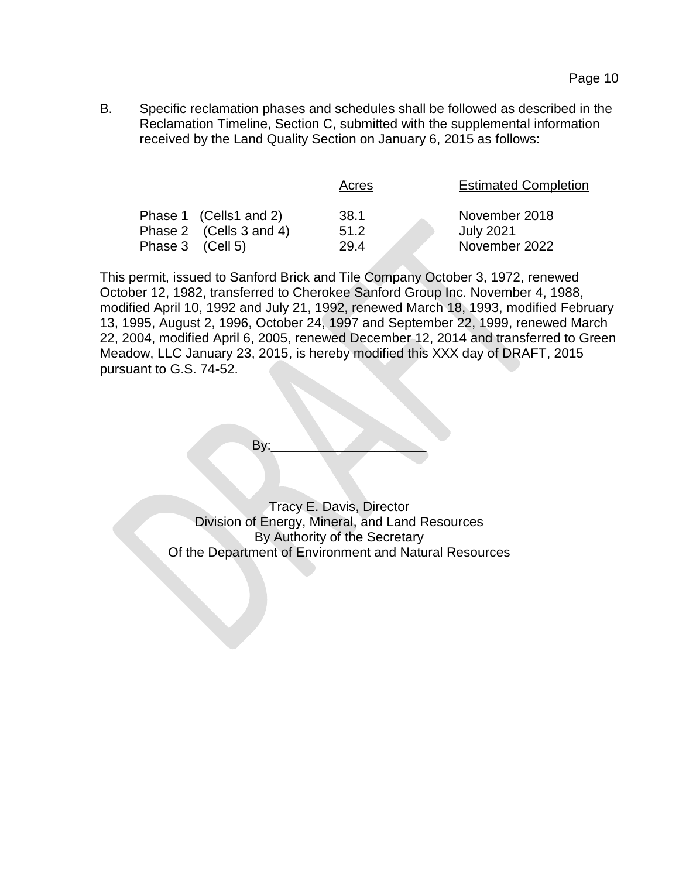B. Specific reclamation phases and schedules shall be followed as described in the Reclamation Timeline, Section C, submitted with the supplemental information received by the Land Quality Section on January 6, 2015 as follows:

| | Acres | Estimated Completion |
|---|---|---|
| Phase 1 (Cells1 and 2) | 38.1 | November 2018 |
| Phase 2 (Cells 3 and 4) | 51.2 | July 2021 |
| Phase 3 (Cell 5) | 29.4 | November 2022 |

This permit, issued to Sanford Brick and Tile Company October 3, 1972, renewed October 12, 1982, transferred to Cherokee Sanford Group Inc. November 4, 1988, modified April 10, 1992 and July 21, 1992, renewed March 18, 1993, modified February 13, 1995, August 2, 1996, October 24, 1997 and September 22, 1999, renewed March 22, 2004, modified April 6, 2005, renewed December 12, 2014 and transferred to Green Meadow, LLC January 23, 2015, is hereby modified this XXX day of DRAFT, 2015 pursuant to G.S. 74-52.

By:____________________

Tracy E. Davis, Director
Division of Energy, Mineral, and Land Resources
By Authority of the Secretary
Of the Department of Environment and Natural Resources